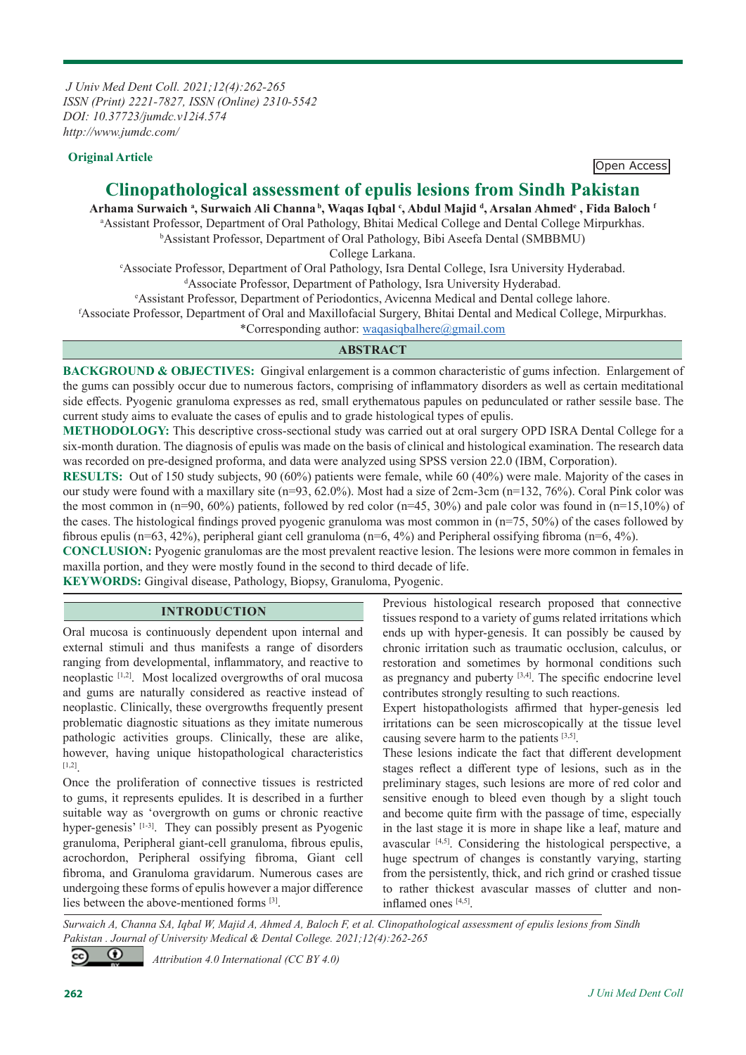J Univ Med Dent Coll. 2021;12(4):262-265
ISSN (Print) 2221-7827, ISSN (Online) 2310-5542
DOI: 10.37723/jumdc.v12i4.574
http://www.jumdc.com/

**Original Article**

Open Access

# Clinopathological assessment of epulis lesions from Sindh Pakistan

**Arhama Surwaich [a], Surwaich Ali Channa [b], Waqas Iqbal [c], Abdul Majid [d], Arsalan Ahmed[e] , Fida Baloch [f]**

[a]Assistant Professor, Department of Oral Pathology, Bhitai Medical College and Dental College Mirpurkhas.
[b]Assistant Professor, Department of Oral Pathology, Bibi Aseefa Dental (SMBBMU) College Larkana.
[c]Associate Professor, Department of Oral Pathology, Isra Dental College, Isra University Hyderabad.
[d]Associate Professor, Department of Pathology, Isra University Hyderabad.
[e]Assistant Professor, Department of Periodontics, Avicenna Medical and Dental college lahore.
[f]Associate Professor, Department of Oral and Maxillofacial Surgery, Bhitai Dental and Medical College, Mirpurkhas.
*Corresponding author: waqasiqbalhere@gmail.com

## ABSTRACT

**BACKGROUND & OBJECTIVES:** Gingival enlargement is a common characteristic of gums infection. Enlargement of the gums can possibly occur due to numerous factors, comprising of inflammatory disorders as well as certain meditational side effects. Pyogenic granuloma expresses as red, small erythematous papules on pedunculated or rather sessile base. The current study aims to evaluate the cases of epulis and to grade histological types of epulis.

**METHODOLOGY:** This descriptive cross-sectional study was carried out at oral surgery OPD ISRA Dental College for a six-month duration. The diagnosis of epulis was made on the basis of clinical and histological examination. The research data was recorded on pre-designed proforma, and data were analyzed using SPSS version 22.0 (IBM, Corporation).

**RESULTS:** Out of 150 study subjects, 90 (60%) patients were female, while 60 (40%) were male. Majority of the cases in our study were found with a maxillary site (n=93, 62.0%). Most had a size of 2cm-3cm (n=132, 76%). Coral Pink color was the most common in (n=90, 60%) patients, followed by red color (n=45, 30%) and pale color was found in (n=15,10%) of the cases. The histological findings proved pyogenic granuloma was most common in (n=75, 50%) of the cases followed by fibrous epulis (n=63, 42%), peripheral giant cell granuloma (n=6, 4%) and Peripheral ossifying fibroma (n=6, 4%).

**CONCLUSION:** Pyogenic granulomas are the most prevalent reactive lesion. The lesions were more common in females in maxilla portion, and they were mostly found in the second to third decade of life.

**KEYWORDS:** Gingival disease, Pathology, Biopsy, Granuloma, Pyogenic.

## INTRODUCTION

Oral mucosa is continuously dependent upon internal and external stimuli and thus manifests a range of disorders ranging from developmental, inflammatory, and reactive to neoplastic [1,2]. Most localized overgrowths of oral mucosa and gums are naturally considered as reactive instead of neoplastic. Clinically, these overgrowths frequently present problematic diagnostic situations as they imitate numerous pathologic activities groups. Clinically, these are alike, however, having unique histopathological characteristics [1,2].

Once the proliferation of connective tissues is restricted to gums, it represents epulides. It is described in a further suitable way as 'overgrowth on gums or chronic reactive hyper-genesis' [1-3]. They can possibly present as Pyogenic granuloma, Peripheral giant-cell granuloma, fibrous epulis, acrochordon, Peripheral ossifying fibroma, Giant cell fibroma, and Granuloma gravidarum. Numerous cases are undergoing these forms of epulis however a major difference lies between the above-mentioned forms [3].

Previous histological research proposed that connective tissues respond to a variety of gums related irritations which ends up with hyper-genesis. It can possibly be caused by chronic irritation such as traumatic occlusion, calculus, or restoration and sometimes by hormonal conditions such as pregnancy and puberty [3,4]. The specific endocrine level contributes strongly resulting to such reactions.

Expert histopathologists affirmed that hyper-genesis led irritations can be seen microscopically at the tissue level causing severe harm to the patients [3,5].

These lesions indicate the fact that different development stages reflect a different type of lesions, such as in the preliminary stages, such lesions are more of red color and sensitive enough to bleed even though by a slight touch and become quite firm with the passage of time, especially in the last stage it is more in shape like a leaf, mature and avascular [4,5]. Considering the histological perspective, a huge spectrum of changes is constantly varying, starting from the persistently, thick, and rich grind or crashed tissue to rather thickest avascular masses of clutter and non-inflamed ones [4,5].

*Surwaich A, Channa SA, Iqbal W, Majid A, Ahmed A, Baloch F, et al. Clinopathological assessment of epulis lesions from Sindh Pakistan . Journal of University Medical & Dental College. 2021;12(4):262-265*

*Attribution 4.0 International (CC BY 4.0)*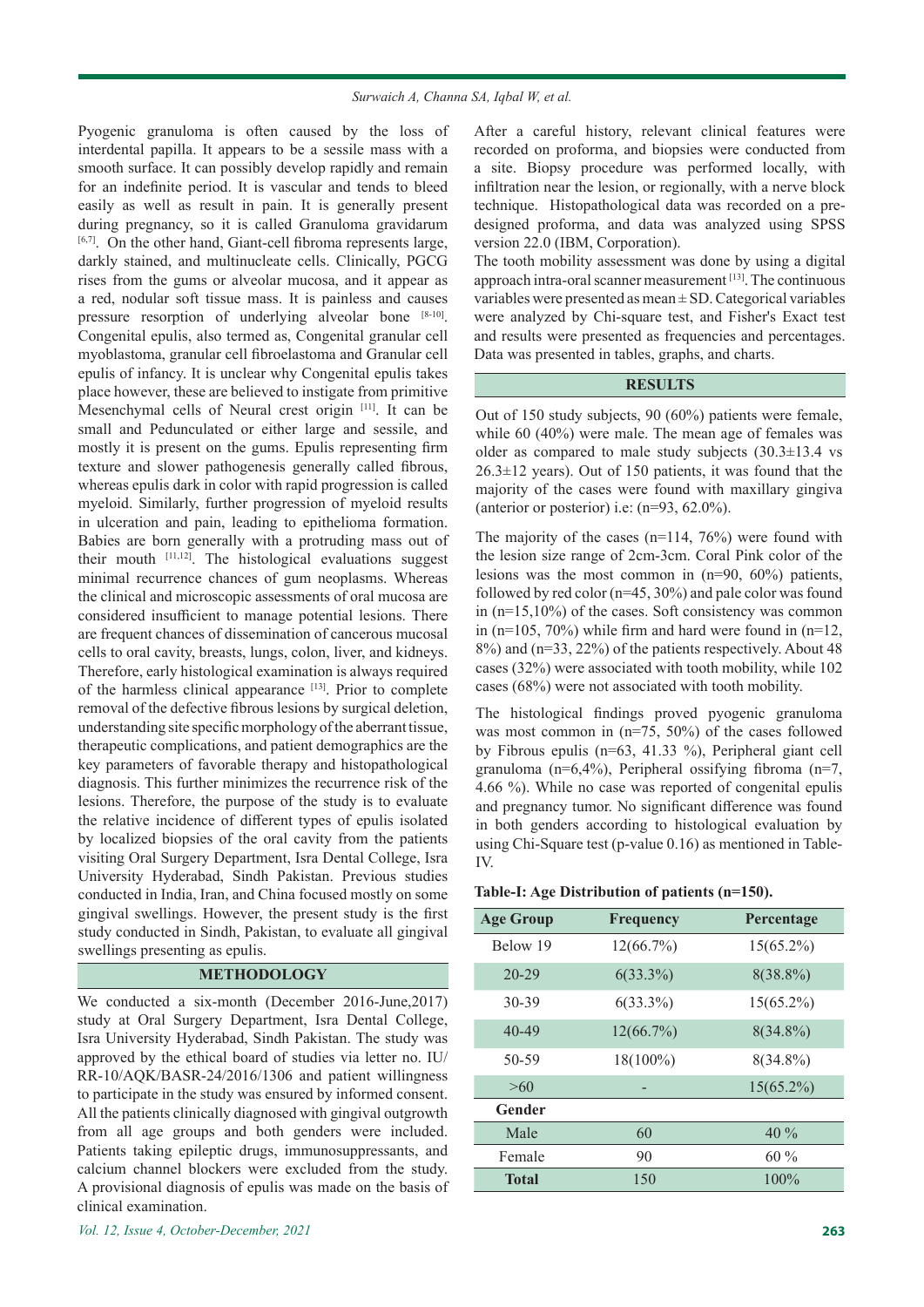Pyogenic granuloma is often caused by the loss of interdental papilla. It appears to be a sessile mass with a smooth surface. It can possibly develop rapidly and remain for an indefinite period. It is vascular and tends to bleed easily as well as result in pain. It is generally present during pregnancy, so it is called Granuloma gravidarum [6,7]. On the other hand, Giant-cell fibroma represents large, darkly stained, and multinucleate cells. Clinically, PGCG rises from the gums or alveolar mucosa, and it appear as a red, nodular soft tissue mass. It is painless and causes pressure resorption of underlying alveolar bone [8-10]. Congenital epulis, also termed as, Congenital granular cell myoblastoma, granular cell fibroelastoma and Granular cell epulis of infancy. It is unclear why Congenital epulis takes place however, these are believed to instigate from primitive Mesenchymal cells of Neural crest origin [11]. It can be small and Pedunculated or either large and sessile, and mostly it is present on the gums. Epulis representing firm texture and slower pathogenesis generally called fibrous, whereas epulis dark in color with rapid progression is called myeloid. Similarly, further progression of myeloid results in ulceration and pain, leading to epithelioma formation. Babies are born generally with a protruding mass out of their mouth [11,12]. The histological evaluations suggest minimal recurrence chances of gum neoplasms. Whereas the clinical and microscopic assessments of oral mucosa are considered insufficient to manage potential lesions. There are frequent chances of dissemination of cancerous mucosal cells to oral cavity, breasts, lungs, colon, liver, and kidneys. Therefore, early histological examination is always required of the harmless clinical appearance [13]. Prior to complete removal of the defective fibrous lesions by surgical deletion, understanding site specific morphology of the aberrant tissue, therapeutic complications, and patient demographics are the key parameters of favorable therapy and histopathological diagnosis. This further minimizes the recurrence risk of the lesions. Therefore, the purpose of the study is to evaluate the relative incidence of different types of epulis isolated by localized biopsies of the oral cavity from the patients visiting Oral Surgery Department, Isra Dental College, Isra University Hyderabad, Sindh Pakistan. Previous studies conducted in India, Iran, and China focused mostly on some gingival swellings. However, the present study is the first study conducted in Sindh, Pakistan, to evaluate all gingival swellings presenting as epulis.

## METHODOLOGY

We conducted a six-month (December 2016-June,2017) study at Oral Surgery Department, Isra Dental College, Isra University Hyderabad, Sindh Pakistan. The study was approved by the ethical board of studies via letter no. IU/RR-10/AQK/BASR-24/2016/1306 and patient willingness to participate in the study was ensured by informed consent. All the patients clinically diagnosed with gingival outgrowth from all age groups and both genders were included. Patients taking epileptic drugs, immunosuppressants, and calcium channel blockers were excluded from the study. A provisional diagnosis of epulis was made on the basis of clinical examination.

After a careful history, relevant clinical features were recorded on proforma, and biopsies were conducted from a site. Biopsy procedure was performed locally, with infiltration near the lesion, or regionally, with a nerve block technique. Histopathological data was recorded on a pre-designed proforma, and data was analyzed using SPSS version 22.0 (IBM, Corporation).

The tooth mobility assessment was done by using a digital approach intra-oral scanner measurement [13]. The continuous variables were presented as mean ± SD. Categorical variables were analyzed by Chi-square test, and Fisher's Exact test and results were presented as frequencies and percentages. Data was presented in tables, graphs, and charts.

## RESULTS

Out of 150 study subjects, 90 (60%) patients were female, while 60 (40%) were male. The mean age of females was older as compared to male study subjects (30.3±13.4 vs 26.3±12 years). Out of 150 patients, it was found that the majority of the cases were found with maxillary gingiva (anterior or posterior) i.e: (n=93, 62.0%).

The majority of the cases (n=114, 76%) were found with the lesion size range of 2cm-3cm. Coral Pink color of the lesions was the most common in (n=90, 60%) patients, followed by red color (n=45, 30%) and pale color was found in (n=15,10%) of the cases. Soft consistency was common in (n=105, 70%) while firm and hard were found in (n=12, 8%) and (n=33, 22%) of the patients respectively. About 48 cases (32%) were associated with tooth mobility, while 102 cases (68%) were not associated with tooth mobility.

The histological findings proved pyogenic granuloma was most common in (n=75, 50%) of the cases followed by Fibrous epulis (n=63, 41.33 %), Peripheral giant cell granuloma (n=6,4%), Peripheral ossifying fibroma (n=7, 4.66 %). While no case was reported of congenital epulis and pregnancy tumor. No significant difference was found in both genders according to histological evaluation by using Chi-Square test (p-value 0.16) as mentioned in Table-IV.

**Table-I: Age Distribution of patients (n=150).**

| Age Group | Frequency | Percentage |
|---|---|---|
| Below 19 | 12(66.7%) | 15(65.2%) |
| 20-29 | 6(33.3%) | 8(38.8%) |
| 30-39 | 6(33.3%) | 15(65.2%) |
| 40-49 | 12(66.7%) | 8(34.8%) |
| 50-59 | 18(100%) | 8(34.8%) |
| >60 | - | 15(65.2%) |
| **Gender** | | |
| Male | 60 | 40 % |
| Female | 90 | 60 % |
| **Total** | 150 | 100% |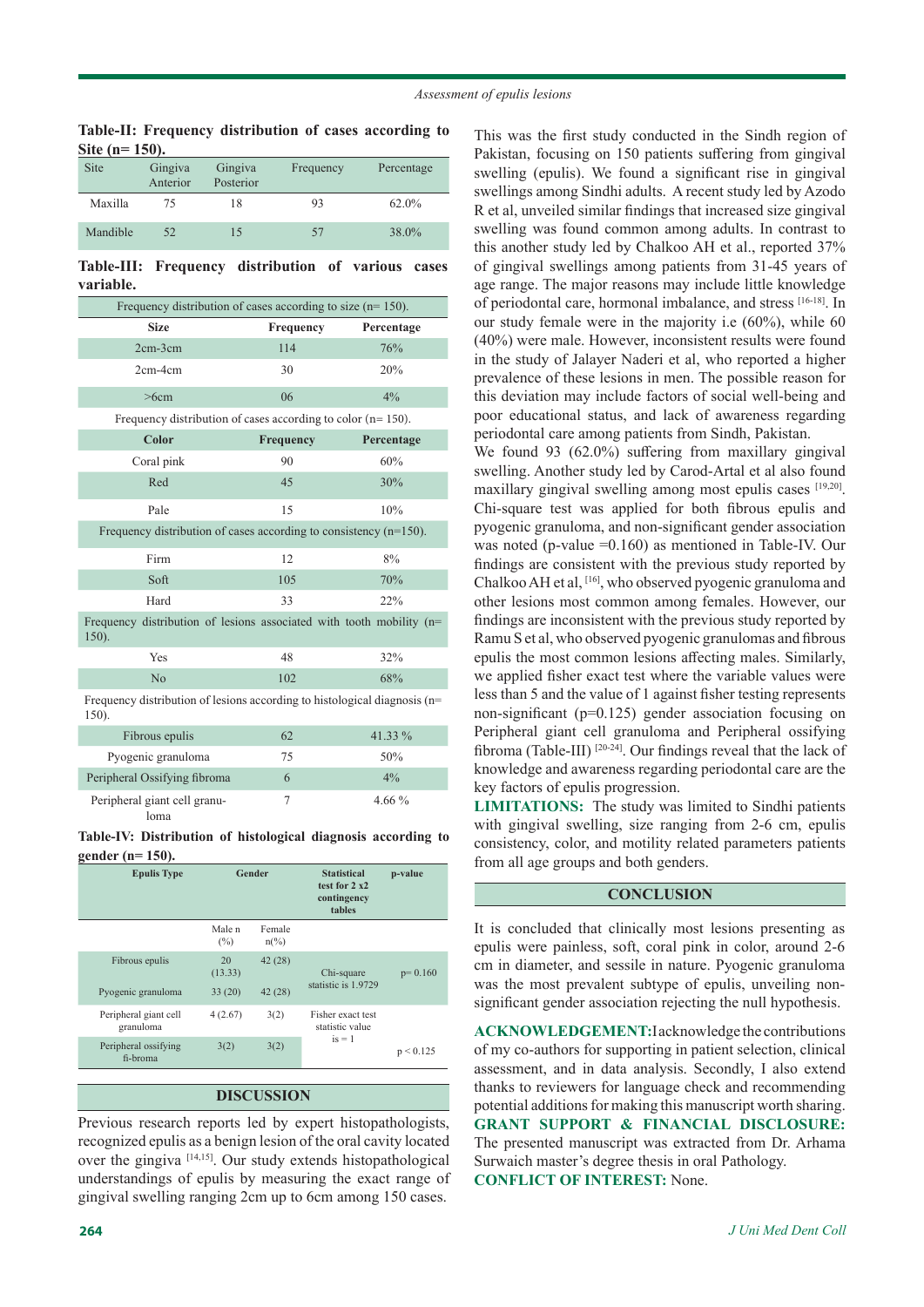**Table-II: Frequency distribution of cases according to Site (n= 150).**

| Site | Gingiva Anterior | Gingiva Posterior | Frequency | Percentage |
|---|---|---|---|---|
| Maxilla | 75 | 18 | 93 | 62.0% |
| Mandible | 52 | 15 | 57 | 38.0% |

**Table-III: Frequency distribution of various cases variable.**

| Frequency distribution of cases according to size (n= 150). | | |
|---|---|---|
| **Size** | **Frequency** | **Percentage** |
| 2cm-3cm | 114 | 76% |
| 2cm-4cm | 30 | 20% |
| >6cm | 06 | 4% |
| Frequency distribution of cases according to color (n= 150). | | |
| **Color** | **Frequency** | **Percentage** |
| Coral pink | 90 | 60% |
| Red | 45 | 30% |
| Pale | 15 | 10% |
| Frequency distribution of cases according to consistency (n=150). | | |
| Firm | 12 | 8% |
| Soft | 105 | 70% |
| Hard | 33 | 22% |
| Frequency distribution of lesions associated with tooth mobility (n= 150). | | |
| Yes | 48 | 32% |
| No | 102 | 68% |
| Frequency distribution of lesions according to histological diagnosis (n= 150). | | |
| Fibrous epulis | 62 | 41.33 % |
| Pyogenic granuloma | 75 | 50% |
| Peripheral Ossifying fibroma | 6 | 4% |
| Peripheral giant cell granuloma | 7 | 4.66 % |

**Table-IV: Distribution of histological diagnosis according to gender (n= 150).**

| Epulis Type | Gender | | Statistical test for 2 x2 contingency tables | p-value |
|---|---|---|---|---|
| | Male n (%) | Female n(%) | | |
| Fibrous epulis | 20 (13.33) | 42 (28) | Chi-square statistic is 1.9729 | p= 0.160 |
| Pyogenic granuloma | 33 (20) | 42 (28) | | |
| Peripheral giant cell granuloma | 4 (2.67) | 3(2) | Fisher exact test statistic value is = 1 | p < 0.125 |
| Peripheral ossifying fi-broma | 3(2) | 3(2) | | |

## DISCUSSION

Previous research reports led by expert histopathologists, recognized epulis as a benign lesion of the oral cavity located over the gingiva [14,15]. Our study extends histopathological understandings of epulis by measuring the exact range of gingival swelling ranging 2cm up to 6cm among 150 cases.

This was the first study conducted in the Sindh region of Pakistan, focusing on 150 patients suffering from gingival swelling (epulis). We found a significant rise in gingival swellings among Sindhi adults. A recent study led by Azodo R et al, unveiled similar findings that increased size gingival swelling was found common among adults. In contrast to this another study led by Chalkoo AH et al., reported 37% of gingival swellings among patients from 31-45 years of age range. The major reasons may include little knowledge of periodontal care, hormonal imbalance, and stress [16-18]. In our study female were in the majority i.e (60%), while 60 (40%) were male. However, inconsistent results were found in the study of Jalayer Naderi et al, who reported a higher prevalence of these lesions in men. The possible reason for this deviation may include factors of social well-being and poor educational status, and lack of awareness regarding periodontal care among patients from Sindh, Pakistan.

We found 93 (62.0%) suffering from maxillary gingival swelling. Another study led by Carod-Artal et al also found maxillary gingival swelling among most epulis cases [19,20]. Chi-square test was applied for both fibrous epulis and pyogenic granuloma, and non-significant gender association was noted (p-value =0.160) as mentioned in Table-IV. Our findings are consistent with the previous study reported by Chalkoo AH et al, [16], who observed pyogenic granuloma and other lesions most common among females. However, our findings are inconsistent with the previous study reported by Ramu S et al, who observed pyogenic granulomas and fibrous epulis the most common lesions affecting males. Similarly, we applied fisher exact test where the variable values were less than 5 and the value of 1 against fisher testing represents non-significant (p=0.125) gender association focusing on Peripheral giant cell granuloma and Peripheral ossifying fibroma (Table-III) [20-24]. Our findings reveal that the lack of knowledge and awareness regarding periodontal care are the key factors of epulis progression.

**LIMITATIONS:** The study was limited to Sindhi patients with gingival swelling, size ranging from 2-6 cm, epulis consistency, color, and motility related parameters patients from all age groups and both genders.

## CONCLUSION

It is concluded that clinically most lesions presenting as epulis were painless, soft, coral pink in color, around 2-6 cm in diameter, and sessile in nature. Pyogenic granuloma was the most prevalent subtype of epulis, unveiling non-significant gender association rejecting the null hypothesis.

**ACKNOWLEDGEMENT:** I acknowledge the contributions of my co-authors for supporting in patient selection, clinical assessment, and in data analysis. Secondly, I also extend thanks to reviewers for language check and recommending potential additions for making this manuscript worth sharing.

**GRANT SUPPORT & FINANCIAL DISCLOSURE:** The presented manuscript was extracted from Dr. Arhama Surwaich master's degree thesis in oral Pathology.

**CONFLICT OF INTEREST:** None.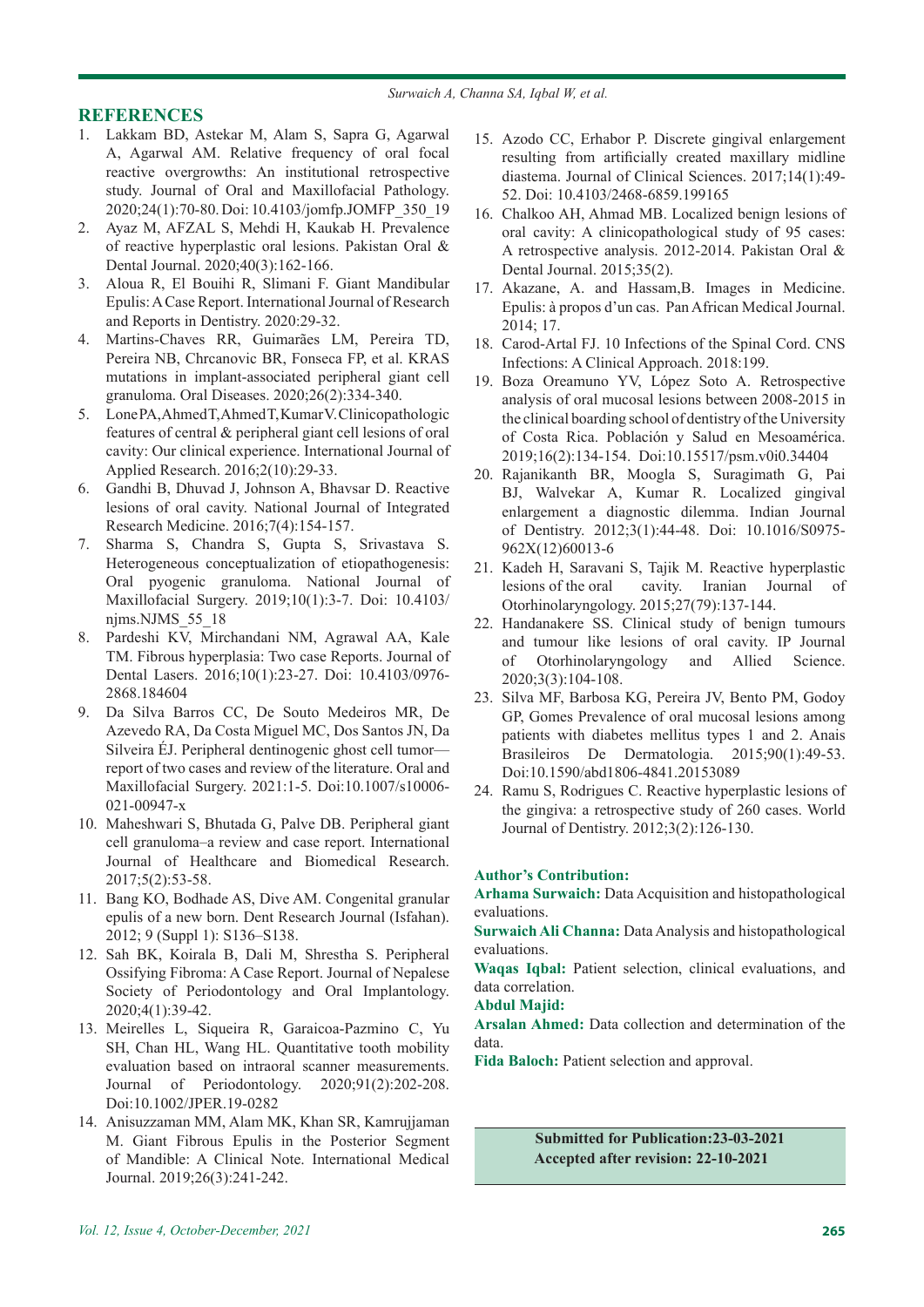## REFERENCES

1. Lakkam BD, Astekar M, Alam S, Sapra G, Agarwal A, Agarwal AM. Relative frequency of oral focal reactive overgrowths: An institutional retrospective study. Journal of Oral and Maxillofacial Pathology. 2020;24(1):70-80. Doi: 10.4103/jomfp.JOMFP_350_19
2. Ayaz M, AFZAL S, Mehdi H, Kaukab H. Prevalence of reactive hyperplastic oral lesions. Pakistan Oral & Dental Journal. 2020;40(3):162-166.
3. Aloua R, El Bouihi R, Slimani F. Giant Mandibular Epulis: A Case Report. International Journal of Research and Reports in Dentistry. 2020:29-32.
4. Martins-Chaves RR, Guimarães LM, Pereira TD, Pereira NB, Chrcanovic BR, Fonseca FP, et al. KRAS mutations in implant-associated peripheral giant cell granuloma. Oral Diseases. 2020;26(2):334-340.
5. Lone PA, Ahmed T, Ahmed T, Kumar V. Clinicopathologic features of central & peripheral giant cell lesions of oral cavity: Our clinical experience. International Journal of Applied Research. 2016;2(10):29-33.
6. Gandhi B, Dhuvad J, Johnson A, Bhavsar D. Reactive lesions of oral cavity. National Journal of Integrated Research Medicine. 2016;7(4):154-157.
7. Sharma S, Chandra S, Gupta S, Srivastava S. Heterogeneous conceptualization of etiopathogenesis: Oral pyogenic granuloma. National Journal of Maxillofacial Surgery. 2019;10(1):3-7. Doi: 10.4103/njms.NJMS_55_18
8. Pardeshi KV, Mirchandani NM, Agrawal AA, Kale TM. Fibrous hyperplasia: Two case Reports. Journal of Dental Lasers. 2016;10(1):23-27. Doi: 10.4103/0976-2868.184604
9. Da Silva Barros CC, De Souto Medeiros MR, De Azevedo RA, Da Costa Miguel MC, Dos Santos JN, Da Silveira ÉJ. Peripheral dentinogenic ghost cell tumor—report of two cases and review of the literature. Oral and Maxillofacial Surgery. 2021:1-5. Doi:10.1007/s10006-021-00947-x
10. Maheshwari S, Bhutada G, Palve DB. Peripheral giant cell granuloma–a review and case report. International Journal of Healthcare and Biomedical Research. 2017;5(2):53-58.
11. Bang KO, Bodhade AS, Dive AM. Congenital granular epulis of a new born. Dent Research Journal (Isfahan). 2012; 9 (Suppl 1): S136–S138.
12. Sah BK, Koirala B, Dali M, Shrestha S. Peripheral Ossifying Fibroma: A Case Report. Journal of Nepalese Society of Periodontology and Oral Implantology. 2020;4(1):39-42.
13. Meirelles L, Siqueira R, Garaicoa-Pazmino C, Yu SH, Chan HL, Wang HL. Quantitative tooth mobility evaluation based on intraoral scanner measurements. Journal of Periodontology. 2020;91(2):202-208. Doi:10.1002/JPER.19-0282
14. Anisuzzaman MM, Alam MK, Khan SR, Kamrujjaman M. Giant Fibrous Epulis in the Posterior Segment of Mandible: A Clinical Note. International Medical Journal. 2019;26(3):241-242.
15. Azodo CC, Erhabor P. Discrete gingival enlargement resulting from artificially created maxillary midline diastema. Journal of Clinical Sciences. 2017;14(1):49-52. Doi: 10.4103/2468-6859.199165
16. Chalkoo AH, Ahmad MB. Localized benign lesions of oral cavity: A clinicopathological study of 95 cases: A retrospective analysis. 2012-2014. Pakistan Oral & Dental Journal. 2015;35(2).
17. Akazane, A. and Hassam,B. Images in Medicine. Epulis: à propos d'un cas. Pan African Medical Journal. 2014; 17.
18. Carod-Artal FJ. 10 Infections of the Spinal Cord. CNS Infections: A Clinical Approach. 2018:199.
19. Boza Oreamuno YV, López Soto A. Retrospective analysis of oral mucosal lesions between 2008-2015 in the clinical boarding school of dentistry of the University of Costa Rica. Población y Salud en Mesoamérica. 2019;16(2):134-154. Doi:10.15517/psm.v0i0.34404
20. Rajanikanth BR, Moogla S, Suragimath G, Pai BJ, Walvekar A, Kumar R. Localized gingival enlargement a diagnostic dilemma. Indian Journal of Dentistry. 2012;3(1):44-48. Doi: 10.1016/S0975-962X(12)60013-6
21. Kadeh H, Saravani S, Tajik M. Reactive hyperplastic lesions of the oral cavity. Iranian Journal of Otorhinolaryngology. 2015;27(79):137-144.
22. Handanakere SS. Clinical study of benign tumours and tumour like lesions of oral cavity. IP Journal of Otorhinolaryngology and Allied Science. 2020;3(3):104-108.
23. Silva MF, Barbosa KG, Pereira JV, Bento PM, Godoy GP, Gomes Prevalence of oral mucosal lesions among patients with diabetes mellitus types 1 and 2. Anais Brasileiros De Dermatologia. 2015;90(1):49-53. Doi:10.1590/abd1806-4841.20153089
24. Ramu S, Rodrigues C. Reactive hyperplastic lesions of the gingiva: a retrospective study of 260 cases. World Journal of Dentistry. 2012;3(2):126-130.

**Author's Contribution:**

**Arhama Surwaich:** Data Acquisition and histopathological evaluations.

**Surwaich Ali Channa:** Data Analysis and histopathological evaluations.

**Waqas Iqbal:** Patient selection, clinical evaluations, and data correlation.

**Abdul Majid:**

**Arsalan Ahmed:** Data collection and determination of the data.

**Fida Baloch:** Patient selection and approval.

**Submitted for Publication:23-03-2021**
**Accepted after revision: 22-10-2021**